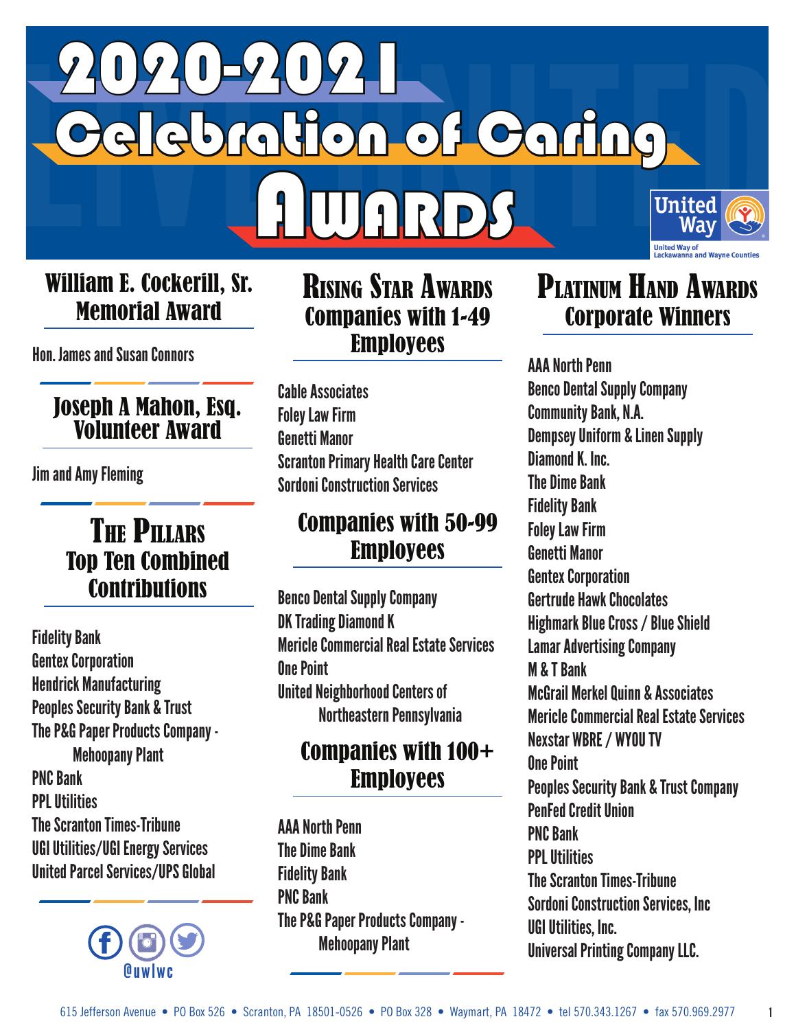# 2020-2021 Celebration of Caring Awards

United Way of Lackawanna and Wayne Counties

## William E. Cockerill, Sr. Memorial Award

Hon. James and Susan Connors

## Joseph A Mahon, Esq. Volunteer Award

Jim and Amy Fleming

## The Pillars Top Ten Combined Contributions

Fidelity Bank
Gentex Corporation
Hendrick Manufacturing
Peoples Security Bank & Trust
The P&G Paper Products Company - Mehoopany Plant
PNC Bank
PPL Utilities
The Scranton Times-Tribune
UGI Utilities/UGI Energy Services
United Parcel Services/UPS Global

@uwlwc

## Rising Star Awards Companies with 1-49 Employees

Cable Associates
Foley Law Firm
Genetti Manor
Scranton Primary Health Care Center
Sordoni Construction Services

## Companies with 50-99 Employees

Benco Dental Supply Company
DK Trading Diamond K
Mericle Commercial Real Estate Services
One Point
United Neighborhood Centers of Northeastern Pennsylvania

## Companies with 100+ Employees

AAA North Penn
The Dime Bank
Fidelity Bank
PNC Bank
The P&G Paper Products Company - Mehoopany Plant

## Platinum Hand Awards Corporate Winners

AAA North Penn
Benco Dental Supply Company
Community Bank, N.A.
Dempsey Uniform & Linen Supply
Diamond K. Inc.
The Dime Bank
Fidelity Bank
Foley Law Firm
Genetti Manor
Gentex Corporation
Gertrude Hawk Chocolates
Highmark Blue Cross / Blue Shield
Lamar Advertising Company
M & T Bank
McGrail Merkel Quinn & Associates
Mericle Commercial Real Estate Services
Nexstar WBRE / WYOU TV
One Point
Peoples Security Bank & Trust Company
PenFed Credit Union
PNC Bank
PPL Utilities
The Scranton Times-Tribune
Sordoni Construction Services, Inc
UGI Utilities, Inc.
Universal Printing Company LLC.

615 Jefferson Avenue • PO Box 526 • Scranton, PA 18501-0526 • PO Box 328 • Waymart, PA 18472 • tel 570.343.1267 • fax 570.969.2977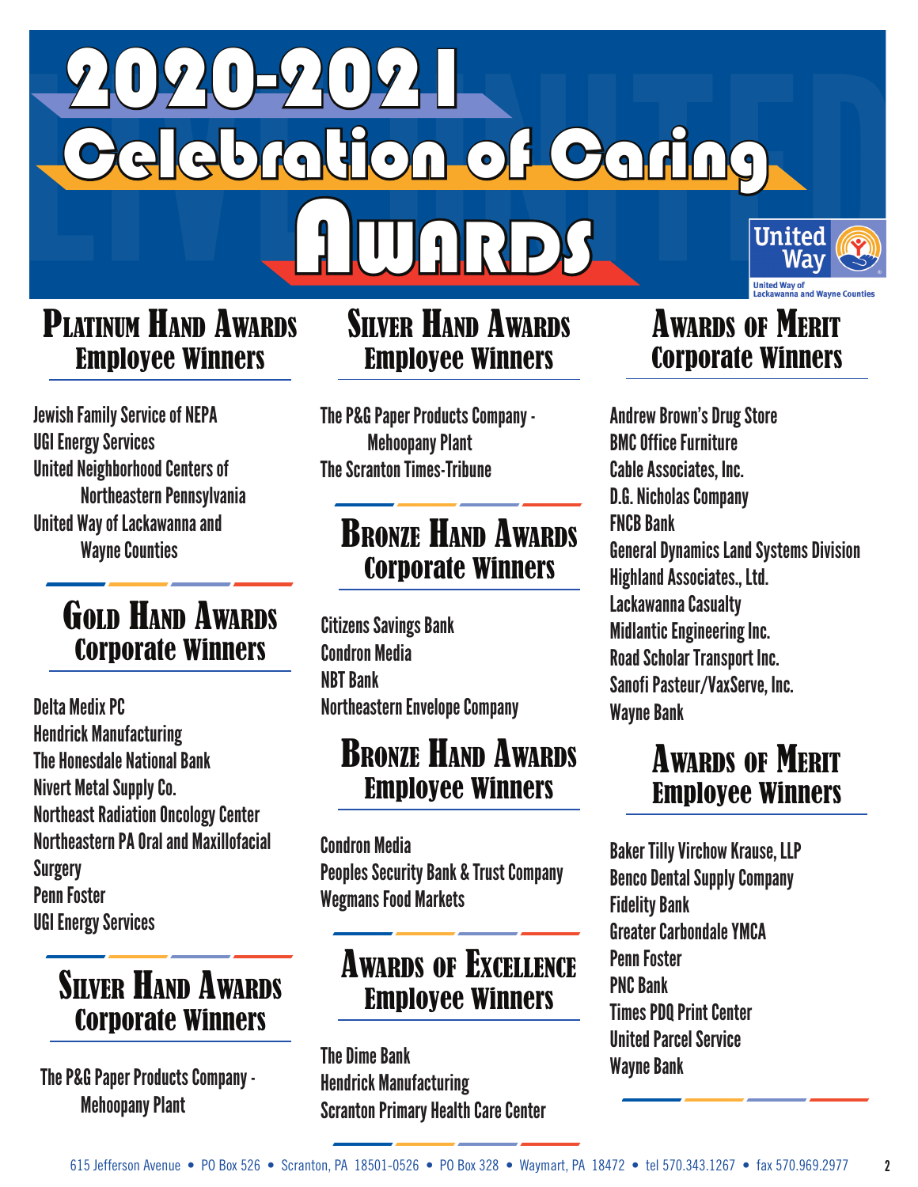# 2020-2021 Celebration of Caring Awards

United Way of Lackawanna and Wayne Counties

## Platinum Hand Awards
### Employee Winners

Jewish Family Service of NEPA
UGI Energy Services
United Neighborhood Centers of Northeastern Pennsylvania
United Way of Lackawanna and Wayne Counties

## Gold Hand Awards
### Corporate Winners

Delta Medix PC
Hendrick Manufacturing
The Honesdale National Bank
Nivert Metal Supply Co.
Northeast Radiation Oncology Center
Northeastern PA Oral and Maxillofacial Surgery
Penn Foster
UGI Energy Services

## Silver Hand Awards
### Corporate Winners

The P&G Paper Products Company - Mehoopany Plant

## Silver Hand Awards
### Employee Winners

The P&G Paper Products Company - Mehoopany Plant
The Scranton Times-Tribune

## Bronze Hand Awards
### Corporate Winners

Citizens Savings Bank
Condron Media
NBT Bank
Northeastern Envelope Company

## Bronze Hand Awards
### Employee Winners

Condron Media
Peoples Security Bank & Trust Company
Wegmans Food Markets

## Awards of Excellence
### Employee Winners

The Dime Bank
Hendrick Manufacturing
Scranton Primary Health Care Center

## Awards of Merit
### Corporate Winners

Andrew Brown's Drug Store
BMC Office Furniture
Cable Associates, Inc.
D.G. Nicholas Company
FNCB Bank
General Dynamics Land Systems Division
Highland Associates., Ltd.
Lackawanna Casualty
Midlantic Engineering Inc.
Road Scholar Transport Inc.
Sanofi Pasteur/VaxServe, Inc.
Wayne Bank

## Awards of Merit
### Employee Winners

Baker Tilly Virchow Krause, LLP
Benco Dental Supply Company
Fidelity Bank
Greater Carbondale YMCA
Penn Foster
PNC Bank
Times PDQ Print Center
United Parcel Service
Wayne Bank

615 Jefferson Avenue • PO Box 526 • Scranton, PA 18501-0526 • PO Box 328 • Waymart, PA 18472 • tel 570.343.1267 • fax 570.969.2977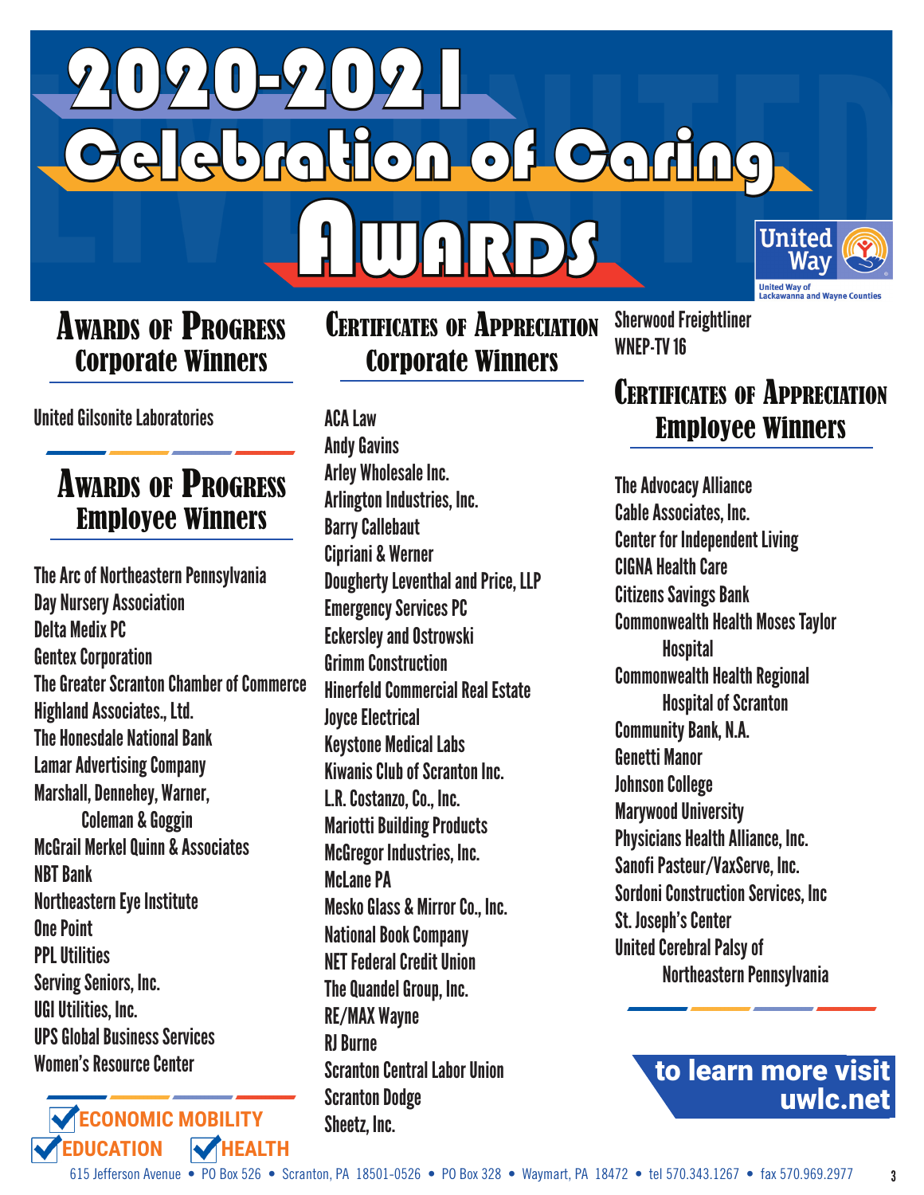# 2020-2021 Celebration of Caring Awards

United Way
United Way of Lackawanna and Wayne Counties

## Awards of Progress Corporate Winners

United Gilsonite Laboratories

## Awards of Progress Employee Winners

The Arc of Northeastern Pennsylvania
Day Nursery Association
Delta Medix PC
Gentex Corporation
The Greater Scranton Chamber of Commerce
Highland Associates., Ltd.
The Honesdale National Bank
Lamar Advertising Company
Marshall, Dennehey, Warner, Coleman & Goggin
McGrail Merkel Quinn & Associates
NBT Bank
Northeastern Eye Institute
One Point
PPL Utilities
Serving Seniors, Inc.
UGI Utilities, Inc.
UPS Global Business Services
Women's Resource Center

## Certificates of Appreciation Corporate Winners

ACA Law
Andy Gavins
Arley Wholesale Inc.
Arlington Industries, Inc.
Barry Callebaut
Cipriani & Werner
Dougherty Leventhal and Price, LLP
Emergency Services PC
Eckersley and Ostrowski
Grimm Construction
Hinerfeld Commercial Real Estate
Joyce Electrical
Keystone Medical Labs
Kiwanis Club of Scranton Inc.
L.R. Costanzo, Co., Inc.
Mariotti Building Products
McGregor Industries, Inc.
McLane PA
Mesko Glass & Mirror Co., Inc.
National Book Company
NET Federal Credit Union
The Quandel Group, Inc.
RE/MAX Wayne
RJ Burne
Scranton Central Labor Union
Scranton Dodge
Sheetz, Inc.
Sherwood Freightliner
WNEP-TV 16

## Certificates of Appreciation Employee Winners

The Advocacy Alliance
Cable Associates, Inc.
Center for Independent Living
CIGNA Health Care
Citizens Savings Bank
Commonwealth Health Moses Taylor Hospital
Commonwealth Health Regional Hospital of Scranton
Community Bank, N.A.
Genetti Manor
Johnson College
Marywood University
Physicians Health Alliance, Inc.
Sanofi Pasteur/VaxServe, Inc.
Sordoni Construction Services, Inc
St. Joseph's Center
United Cerebral Palsy of Northeastern Pennsylvania

**to learn more visit uwlc.net**

ECONOMIC MOBILITY
EDUCATION
HEALTH

615 Jefferson Avenue • PO Box 526 • Scranton, PA 18501-0526 • PO Box 328 • Waymart, PA 18472 • tel 570.343.1267 • fax 570.969.2977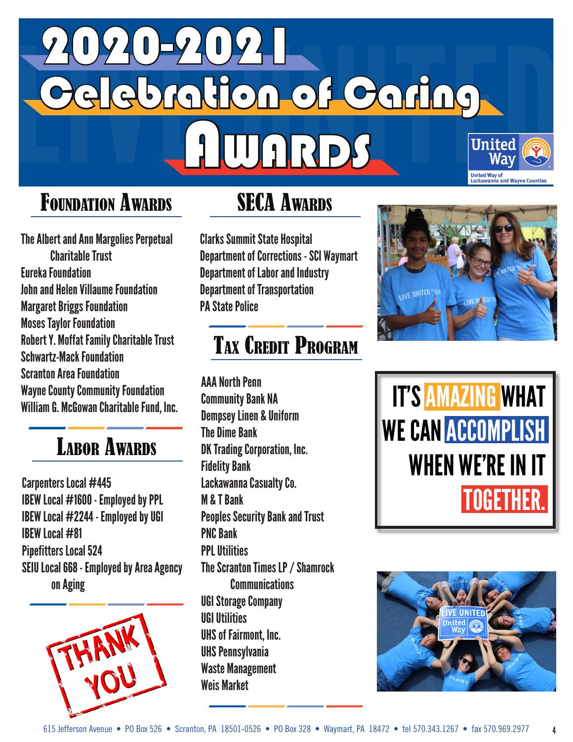# 2020-2021 Celebration of Caring Awards

United Way of Lackawanna and Wayne Counties

## Foundation Awards

The Albert and Ann Margolies Perpetual Charitable Trust
Eureka Foundation
John and Helen Villaume Foundation
Margaret Briggs Foundation
Moses Taylor Foundation
Robert Y. Moffat Family Charitable Trust
Schwartz-Mack Foundation
Scranton Area Foundation
Wayne County Community Foundation
William G. McGowan Charitable Fund, Inc.

## Labor Awards

Carpenters Local #445
IBEW Local #1600 - Employed by PPL
IBEW Local #2244 - Employed by UGI
IBEW Local #81
Pipefitters Local 524
SEIU Local 668 - Employed by Area Agency on Aging

THANK YOU

## SECA Awards

Clarks Summit State Hospital
Department of Corrections - SCI Waymart
Department of Labor and Industry
Department of Transportation
PA State Police

## Tax Credit Program

AAA North Penn
Community Bank NA
Dempsey Linen & Uniform
The Dime Bank
DK Trading Corporation, Inc.
Fidelity Bank
Lackawanna Casualty Co.
M & T Bank
Peoples Security Bank and Trust
PNC Bank
PPL Utilities
The Scranton Times LP / Shamrock Communications
UGI Storage Company
UGI Utilities
UHS of Fairmont, Inc.
UHS Pennsylvania
Waste Management
Weis Market

IT'S AMAZING WHAT WE CAN ACCOMPLISH WHEN WE'RE IN IT TOGETHER.

615 Jefferson Avenue • PO Box 526 • Scranton, PA 18501-0526 • PO Box 328 • Waymart, PA 18472 • tel 570.343.1267 • fax 570.969.2977